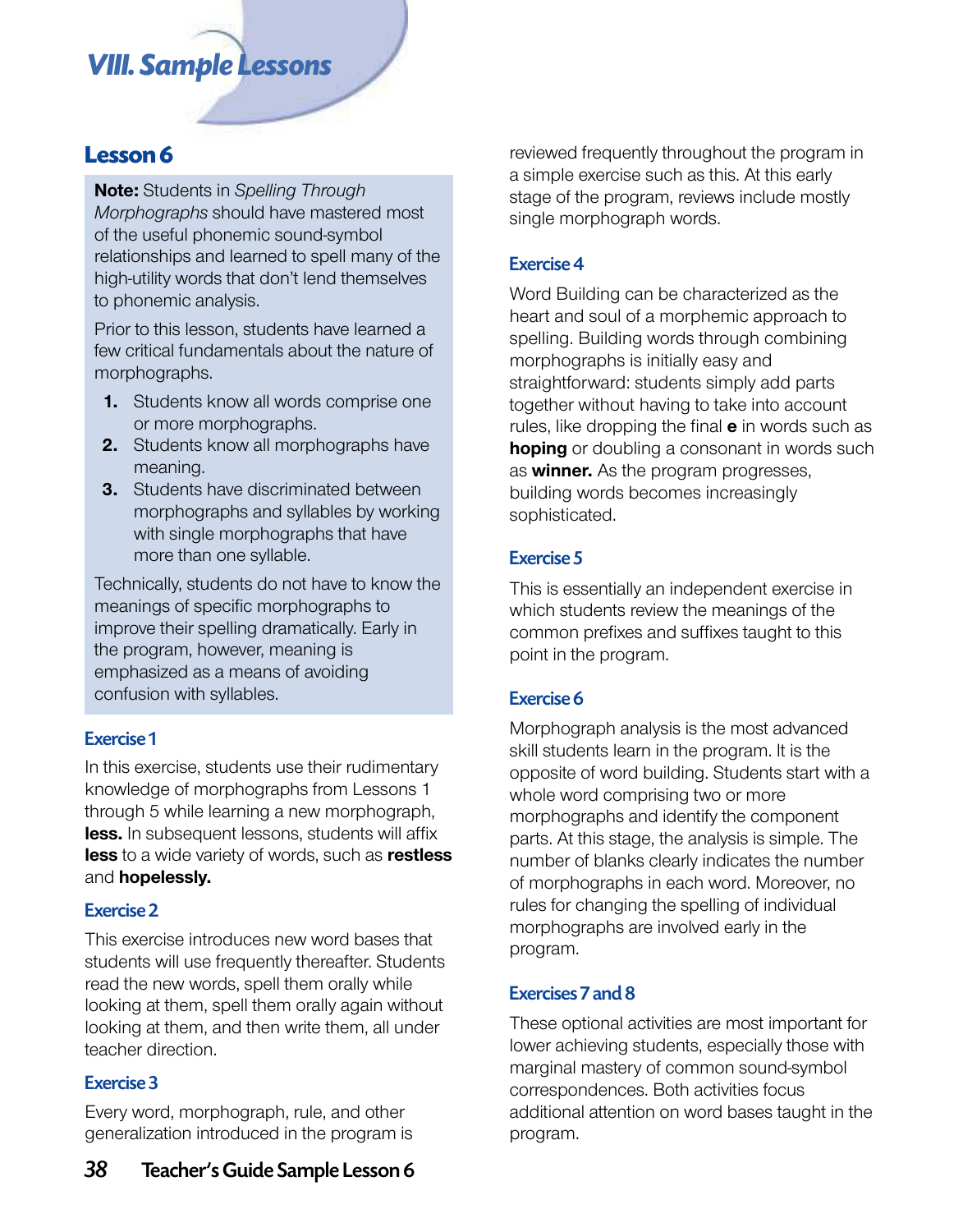# VIII. Sample Lessons

## Lesson 6

**Note:** Students in *Spelling Through Morphographs* should have mastered most of the useful phonemic sound-symbol relationships and learned to spell many of the high-utility words that don't lend themselves to phonemic analysis.

Prior to this lesson, students have learned a few critical fundamentals about the nature of morphographs.

1. Students know all words comprise one or more morphographs.
2. Students know all morphographs have meaning.
3. Students have discriminated between morphographs and syllables by working with single morphographs that have more than one syllable.

Technically, students do not have to know the meanings of specific morphographs to improve their spelling dramatically. Early in the program, however, meaning is emphasized as a means of avoiding confusion with syllables.

### Exercise 1

In this exercise, students use their rudimentary knowledge of morphographs from Lessons 1 through 5 while learning a new morphograph, **less.** In subsequent lessons, students will affix **less** to a wide variety of words, such as **restless** and **hopelessly.**

### Exercise 2

This exercise introduces new word bases that students will use frequently thereafter. Students read the new words, spell them orally while looking at them, spell them orally again without looking at them, and then write them, all under teacher direction.

### Exercise 3

Every word, morphograph, rule, and other generalization introduced in the program is reviewed frequently throughout the program in a simple exercise such as this. At this early stage of the program, reviews include mostly single morphograph words.

### Exercise 4

Word Building can be characterized as the heart and soul of a morphemic approach to spelling. Building words through combining morphographs is initially easy and straightforward: students simply add parts together without having to take into account rules, like dropping the final **e** in words such as **hoping** or doubling a consonant in words such as **winner.** As the program progresses, building words becomes increasingly sophisticated.

### Exercise 5

This is essentially an independent exercise in which students review the meanings of the common prefixes and suffixes taught to this point in the program.

### Exercise 6

Morphograph analysis is the most advanced skill students learn in the program. It is the opposite of word building. Students start with a whole word comprising two or more morphographs and identify the component parts. At this stage, the analysis is simple. The number of blanks clearly indicates the number of morphographs in each word. Moreover, no rules for changing the spelling of individual morphographs are involved early in the program.

### Exercises 7 and 8

These optional activities are most important for lower achieving students, especially those with marginal mastery of common sound-symbol correspondences. Both activities focus additional attention on word bases taught in the program.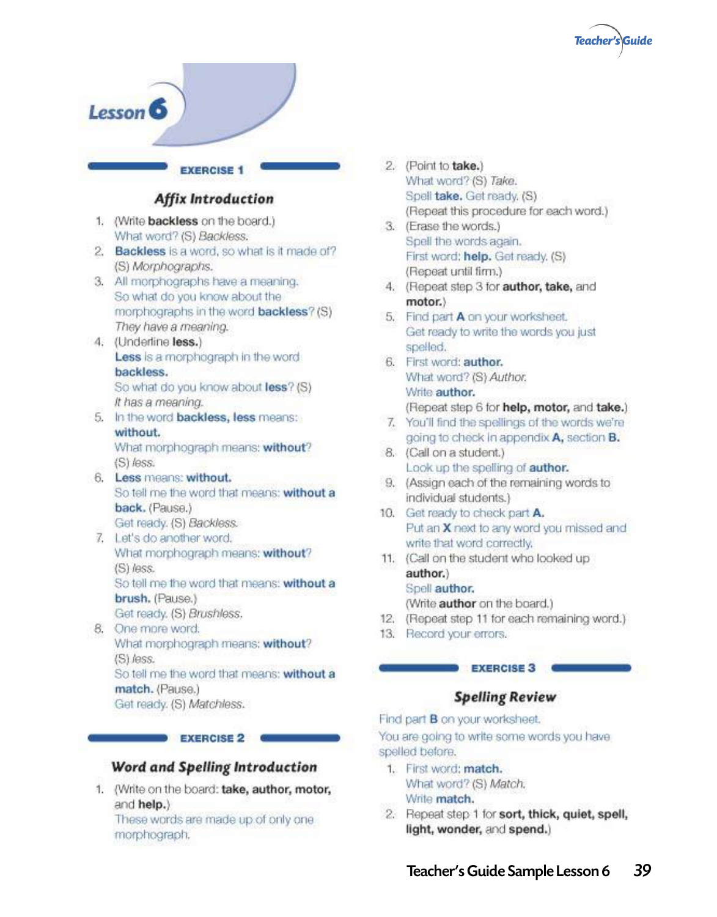# Lesson 6

## EXERCISE 1

### Affix Introduction

1. (Write **backless** on the board.)
   What word? (S) *Backless.*
2. **Backless** is a word, so what is it made of?
   (S) *Morphographs.*
3. All morphographs have a meaning.
   So what do you know about the morphographs in the word **backless**? (S)
   *They have a meaning.*
4. (Underline **less.**)
   **Less** is a morphograph in the word **backless.**
   So what do you know about **less**? (S)
   *It has a meaning.*
5. In the word **backless, less** means: **without.**
   What morphograph means: **without**?
   (S) *less.*
6. **Less** means: **without.**
   So tell me the word that means: **without a back.** (Pause.)
   Get ready. (S) *Backless.*
7. Let's do another word.
   What morphograph means: **without**?
   (S) *less.*
   So tell me the word that means: **without a brush.** (Pause.)
   Get ready. (S) *Brushless.*
8. One more word.
   What morphograph means: **without**?
   (S) *less.*
   So tell me the word that means: **without a match.** (Pause.)
   Get ready. (S) *Matchless.*

## EXERCISE 2

### Word and Spelling Introduction

1. (Write on the board: **take, author, motor,** and **help.**)
   These words are made up of only one morphograph.
2. (Point to **take.**)
   What word? (S) *Take.*
   Spell **take.** Get ready. (S)
   (Repeat this procedure for each word.)
3. (Erase the words.)
   Spell the words again.
   First word: **help.** Get ready. (S)
   (Repeat until firm.)
4. (Repeat step 3 for **author, take,** and **motor.**)
5. Find part **A** on your worksheet.
   Get ready to write the words you just spelled.
6. First word: **author.**
   What word? (S) *Author.*
   Write **author.**
   (Repeat step 6 for **help, motor,** and **take.**)
7. You'll find the spellings of the words we're going to check in appendix **A,** section **B.**
8. (Call on a student.)
   Look up the spelling of **author.**
9. (Assign each of the remaining words to individual students.)
10. Get ready to check part **A.**
    Put an **X** next to any word you missed and write that word correctly.
11. (Call on the student who looked up **author.**)
    Spell **author.**
    (Write **author** on the board.)
12. (Repeat step 11 for each remaining word.)
13. Record your errors.

## EXERCISE 3

### Spelling Review

Find part **B** on your worksheet.

You are going to write some words you have spelled before.

1. First word: **match.**
   What word? (S) *Match.*
   Write **match.**
2. Repeat step 1 for **sort, thick, quiet, spell, light, wonder,** and **spend.**)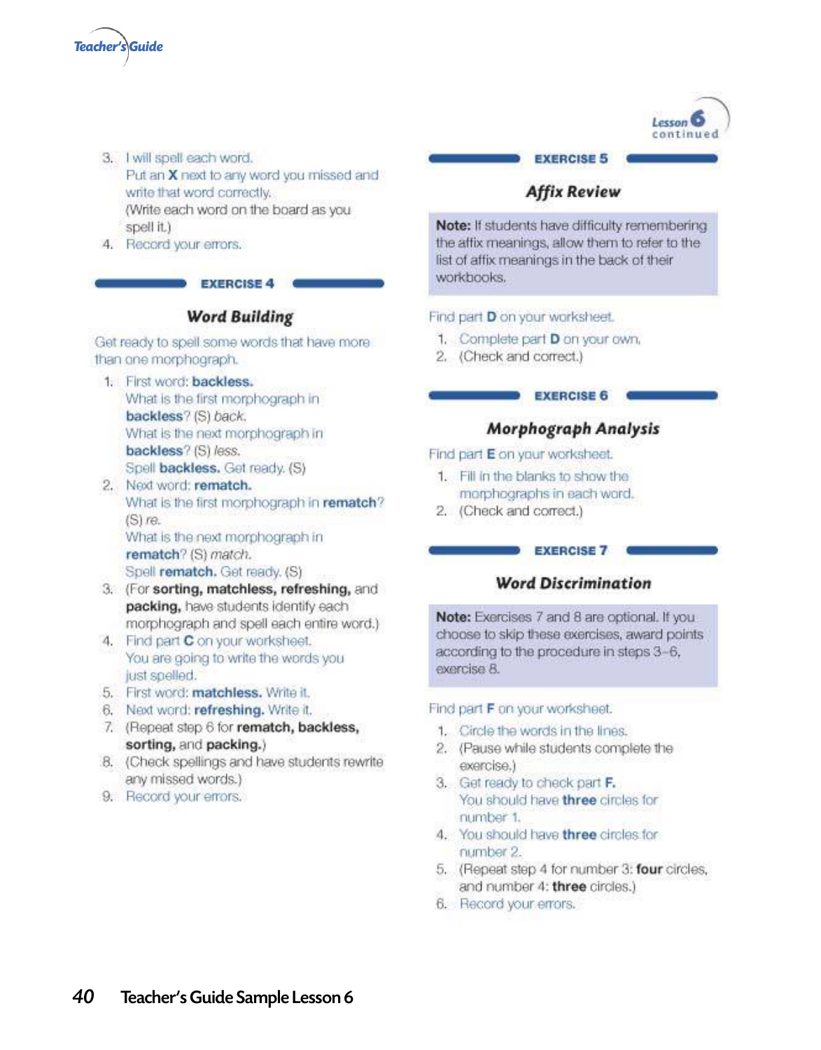3. I will spell each word.
   Put an **X** next to any word you missed and write that word correctly.
   (Write each word on the board as you spell it.)
4. Record your errors.

## EXERCISE 4

### *Word Building*

Get ready to spell some words that have more than one morphograph.

1. First word: **backless.**
   What is the first morphograph in **backless**? (S) *back.*
   What is the next morphograph in **backless**? (S) *less.*
   Spell **backless.** Get ready. (S)
2. Next word: **rematch.**
   What is the first morphograph in **rematch**? (S) *re.*
   What is the next morphograph in **rematch**? (S) *match.*
   Spell **rematch.** Get ready. (S)
3. (For **sorting, matchless, refreshing,** and **packing,** have students identify each morphograph and spell each entire word.)
4. Find part **C** on your worksheet.
   You are going to write the words you just spelled.
5. First word: **matchless.** Write it.
6. Next word: **refreshing.** Write it.
7. (Repeat step 6 for **rematch, backless, sorting,** and **packing.**)
8. (Check spellings and have students rewrite any missed words.)
9. Record your errors.

## EXERCISE 5

### *Affix Review*

**Note:** If students have difficulty remembering the affix meanings, allow them to refer to the list of affix meanings in the back of their workbooks.

Find part **D** on your worksheet.

1. Complete part **D** on your own.
2. (Check and correct.)

## EXERCISE 6

### *Morphograph Analysis*

Find part **E** on your worksheet.

1. Fill in the blanks to show the morphographs in each word.
2. (Check and correct.)

## EXERCISE 7

### *Word Discrimination*

**Note:** Exercises 7 and 8 are optional. If you choose to skip these exercises, award points according to the procedure in steps 3–6, exercise 8.

Find part **F** on your worksheet.

1. Circle the words in the lines.
2. (Pause while students complete the exercise.)
3. Get ready to check part **F.**
   You should have **three** circles for number 1.
4. You should have **three** circles for number 2.
5. (Repeat step 4 for number 3: **four** circles, and number 4: **three** circles.)
6. Record your errors.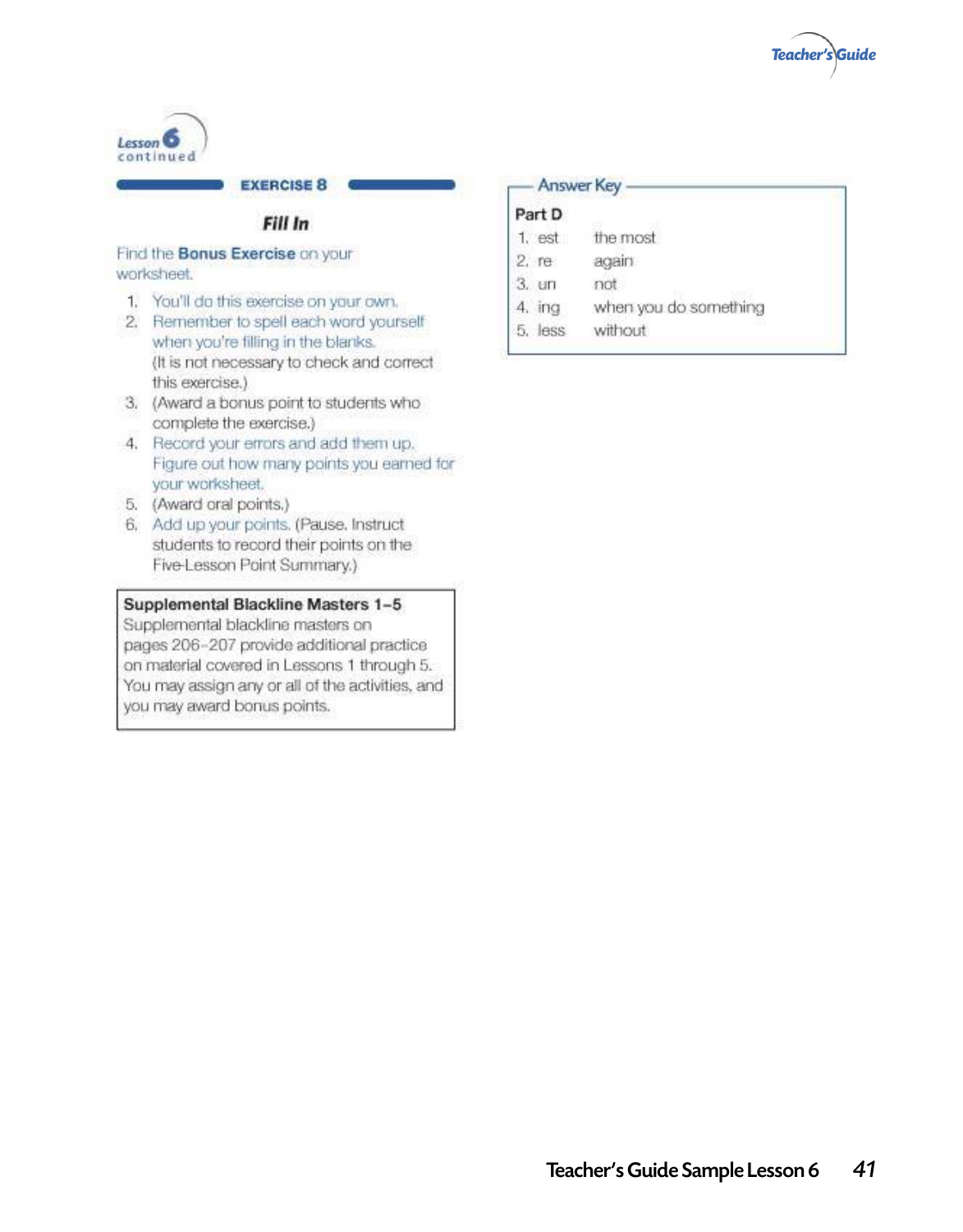Lesson 6 continued

## EXERCISE 8

### Fill In

Find the **Bonus Exercise** on your worksheet.

1. You'll do this exercise on your own.
2. Remember to spell each word yourself when you're filling in the blanks.
   (It is not necessary to check and correct this exercise.)
3. (Award a bonus point to students who complete the exercise.)
4. Record your errors and add them up. Figure out how many points you earned for your worksheet.
5. (Award oral points.)
6. Add up your points. (Pause. Instruct students to record their points on the Five-Lesson Point Summary.)

**Supplemental Blackline Masters 1–5**
Supplemental blackline masters on pages 206–207 provide additional practice on material covered in Lessons 1 through 5. You may assign any or all of the activities, and you may award bonus points.

**Answer Key**

**Part D**

| | |
|---|---|
| 1. est | the most |
| 2. re | again |
| 3. un | not |
| 4. ing | when you do something |
| 5. less | without |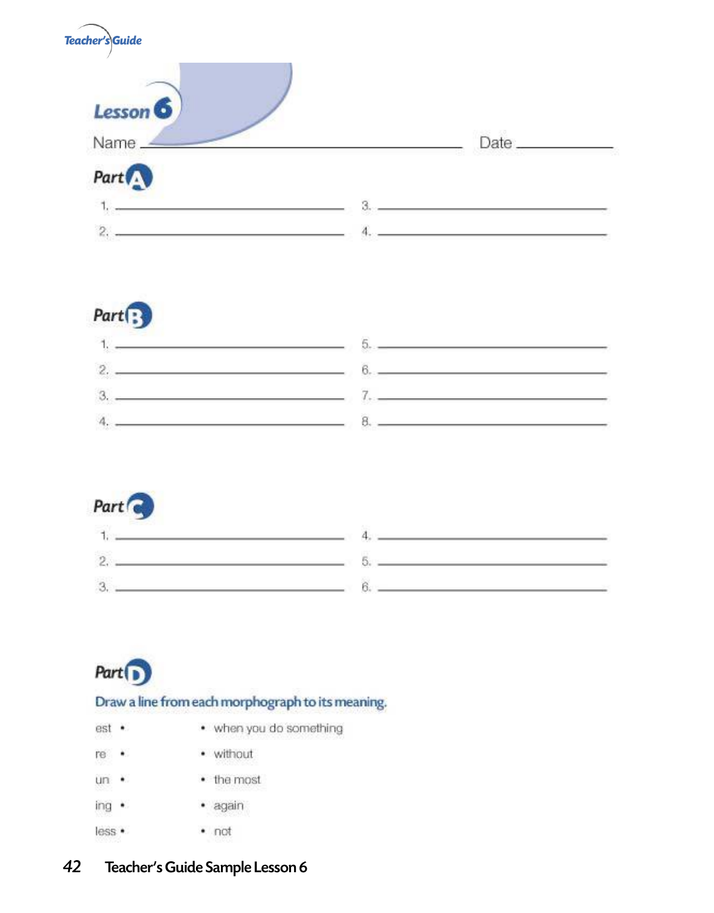# Lesson 6

Name ______________________________ Date ____________

## Part A

1. ______________________ 3. ______________________
2. ______________________ 4. ______________________

## Part B

1. ______________________ 5. ______________________
2. ______________________ 6. ______________________
3. ______________________ 7. ______________________
4. ______________________ 8. ______________________

## Part C

1. ______________________ 4. ______________________
2. ______________________ 5. ______________________
3. ______________________ 6. ______________________

## Part D

Draw a line from each morphograph to its meaning.

| | |
|---|---|
| est • | • when you do something |
| re • | • without |
| un • | • the most |
| ing • | • again |
| less • | • not |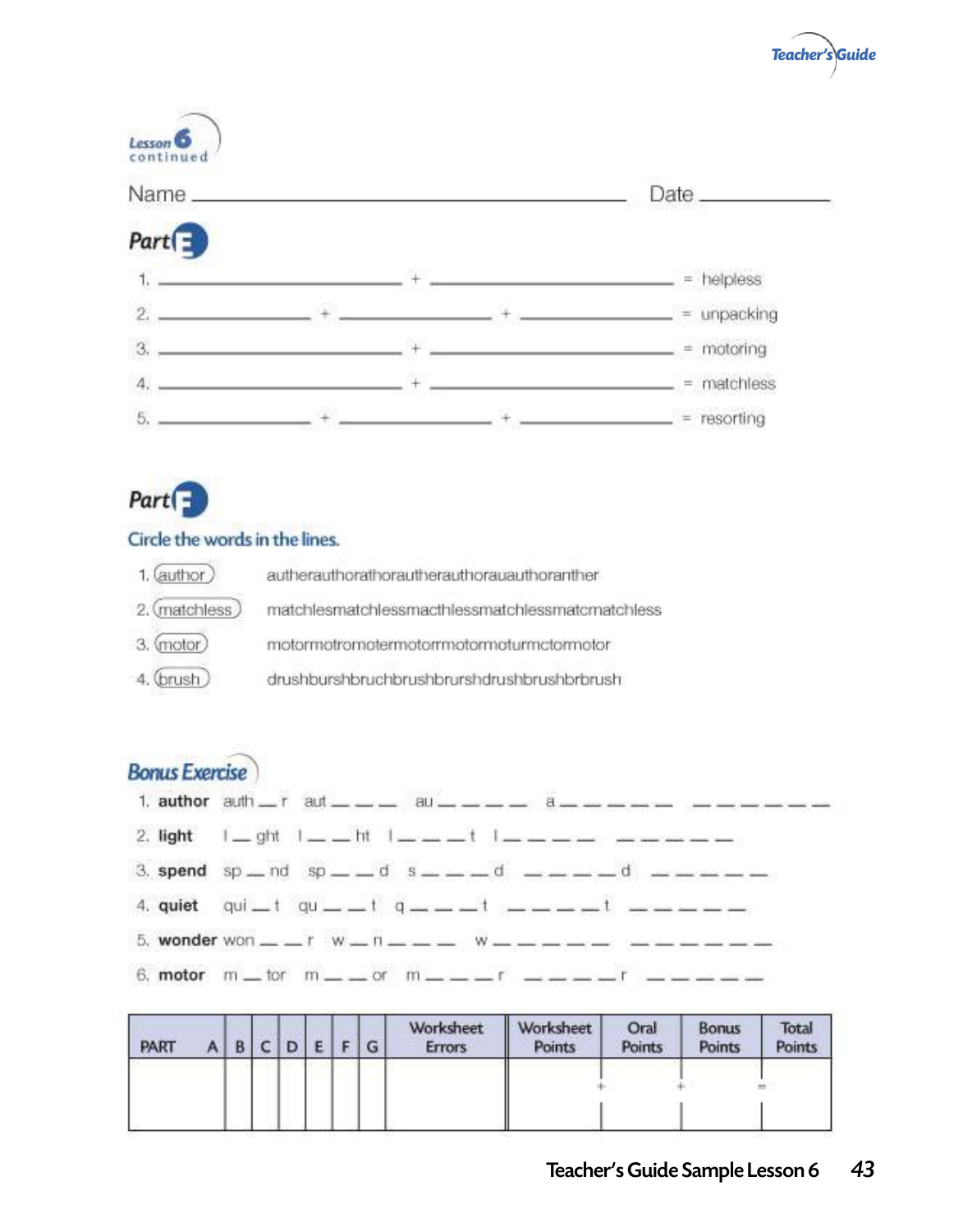Lesson 6 continued

Name ______________________________ Date ____________

## Part E

1. ____________ + ____________ = helpless
2. ________ + ________ + ________ = unpacking
3. ____________ + ____________ = motoring
4. ____________ + ____________ = matchless
5. ________ + ________ + ________ = resorting

## Part F

**Circle the words in the lines.**

1. (author) autherauthorathorautherauthorauauthoranther
2. (matchless) matchlesmatchlessmacthlessmatchlessmatcmatchless
3. (motor) motormotromotermotorrmotormoturmctormotor
4. (brush) drushburshbruchbrushbrurshdrushbrushbrbrush

## Bonus Exercise

1. **author** auth _ r  aut _ _ _  au _ _ _ _  a _ _ _ _ _  _ _ _ _ _ _
2. **light** l _ ght  l _ _ ht  l _ _ _ t  l _ _ _ _  _ _ _ _ _
3. **spend** sp _ nd  sp _ _ d  s _ _ _ d  _ _ _ _ d  _ _ _ _ _
4. **quiet** qui _ t  qu _ _ t  q _ _ _ t  _ _ _ _ t  _ _ _ _ _
5. **wonder** won _ _ r  w _ n _ _ _  w _ _ _ _ _  _ _ _ _ _ _
6. **motor** m _ tor  m _ _ or  m _ _ _ r  _ _ _ _ r  _ _ _ _ _

| PART | A | B | C | D | E | F | G | Worksheet Errors | Worksheet Points | Oral Points | Bonus Points | Total Points |
|---|---|---|---|---|---|---|---|---|---|---|---|---|
| | | | | | | | | | + | + | = | |